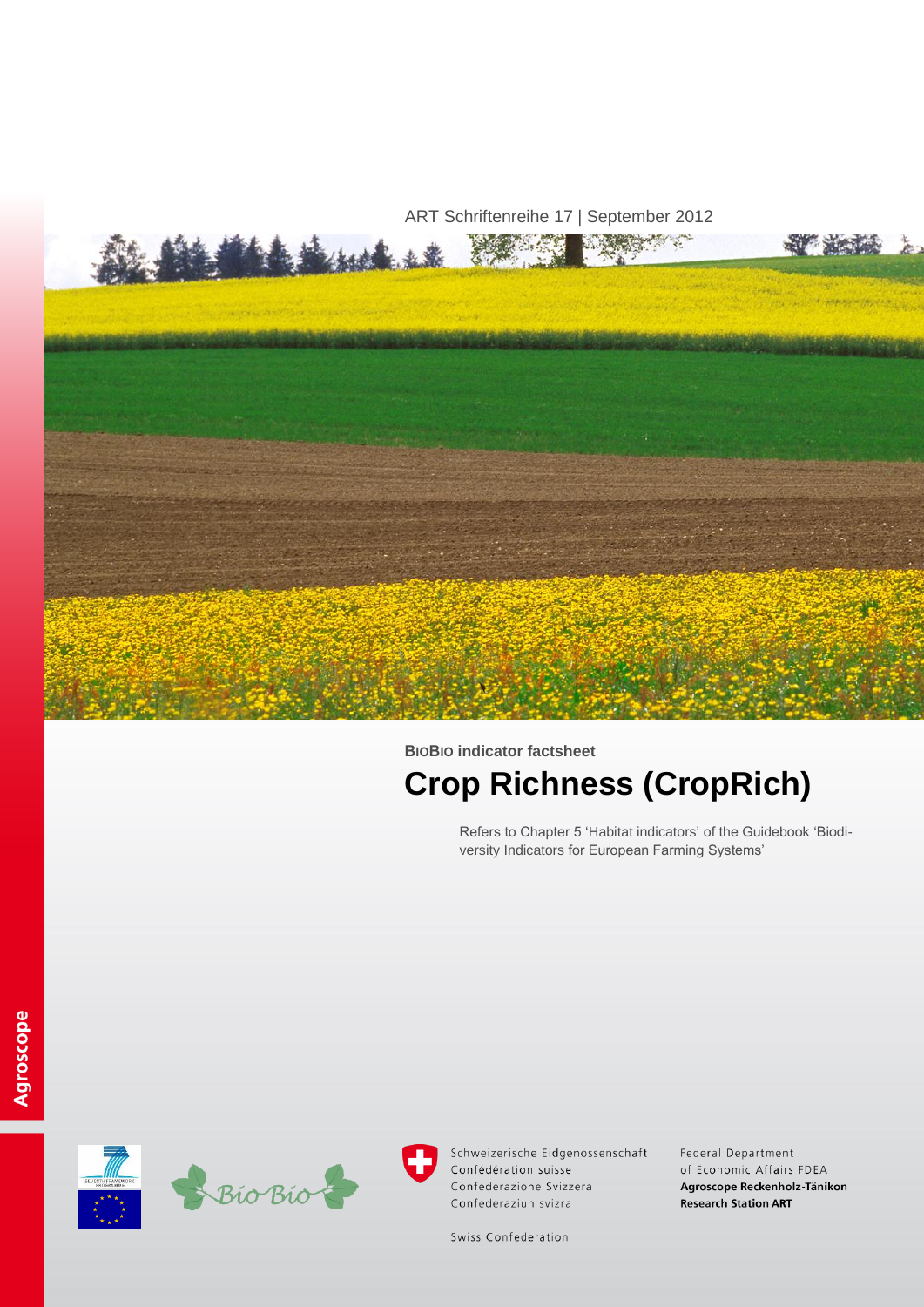ART Schriftenreihe 17 | September 2012

**BioBio indicator factsheet**

# Crop Richness (CropRich)

Refers to Chapter 5 'Habitat indicators' of the Guidebook 'Biodiversity Indicators for European Farming Systems'

Agroscope

Schweizerische Eidgenossenschaft
Confédération suisse
Confederazione Svizzera
Confederaziun svizra

Swiss Confederation

Federal Department of Economic Affairs FDEA
**Agroscope Reckenholz-Tänikon Research Station ART**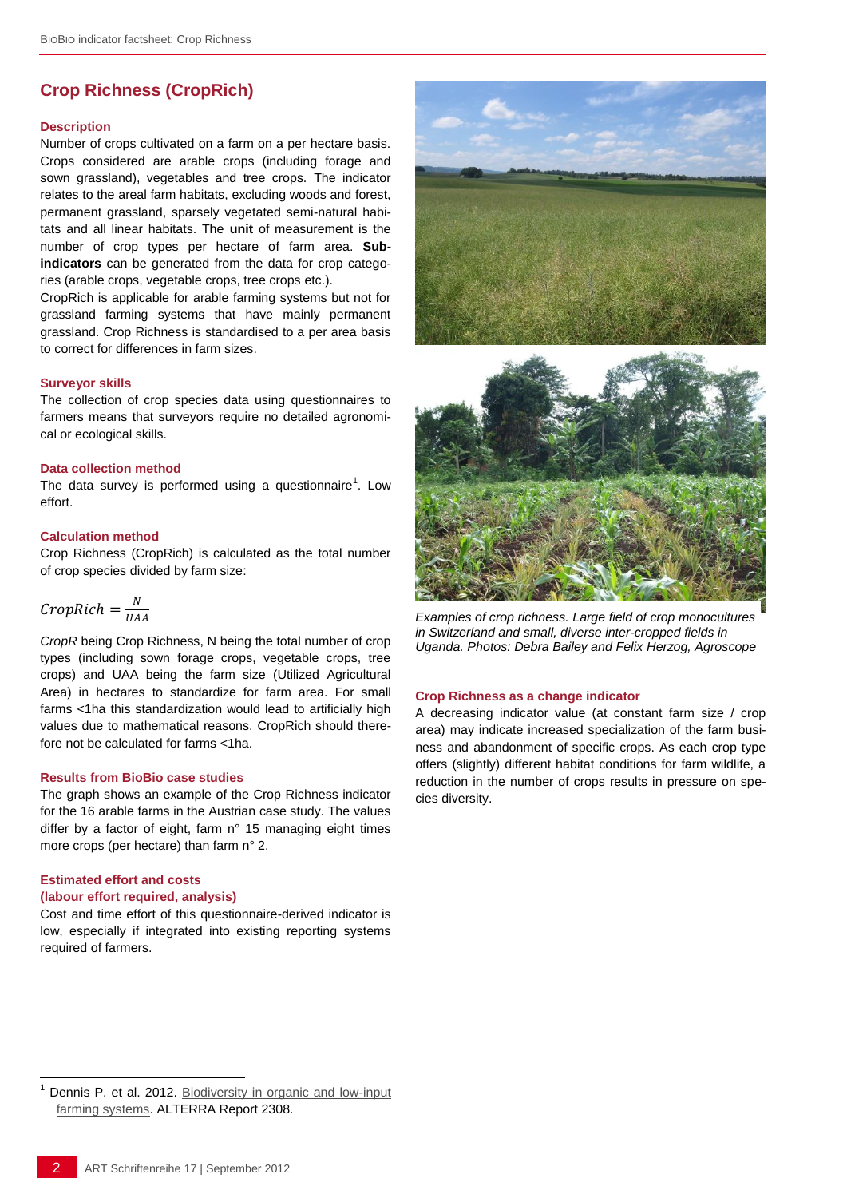## Crop Richness (CropRich)

### Description

Number of crops cultivated on a farm on a per hectare basis. Crops considered are arable crops (including forage and sown grassland), vegetables and tree crops. The indicator relates to the areal farm habitats, excluding woods and forest, permanent grassland, sparsely vegetated semi-natural habitats and all linear habitats. The **unit** of measurement is the number of crop types per hectare of farm area. **Sub-indicators** can be generated from the data for crop categories (arable crops, vegetable crops, tree crops etc.).

CropRich is applicable for arable farming systems but not for grassland farming systems that have mainly permanent grassland. Crop Richness is standardised to a per area basis to correct for differences in farm sizes.

### Surveyor skills

The collection of crop species data using questionnaires to farmers means that surveyors require no detailed agronomical or ecological skills.

### Data collection method

The data survey is performed using a questionnaire[1]. Low effort.

### Calculation method

Crop Richness (CropRich) is calculated as the total number of crop species divided by farm size:

$$CropRich = \frac{N}{UAA}$$

*CropR* being Crop Richness, N being the total number of crop types (including sown forage crops, vegetable crops, tree crops) and UAA being the farm size (Utilized Agricultural Area) in hectares to standardize for farm area. For small farms <1ha this standardization would lead to artificially high values due to mathematical reasons. CropRich should therefore not be calculated for farms <1ha.

### Results from BioBio case studies

The graph shows an example of the Crop Richness indicator for the 16 arable farms in the Austrian case study. The values differ by a factor of eight, farm n° 15 managing eight times more crops (per hectare) than farm n° 2.

### Estimated effort and costs (labour effort required, analysis)

Cost and time effort of this questionnaire-derived indicator is low, especially if integrated into existing reporting systems required of farmers.

*Examples of crop richness. Large field of crop monocultures in Switzerland and small, diverse inter-cropped fields in Uganda. Photos: Debra Bailey and Felix Herzog, Agroscope*

### Crop Richness as a change indicator

A decreasing indicator value (at constant farm size / crop area) may indicate increased specialization of the farm business and abandonment of specific crops. As each crop type offers (slightly) different habitat conditions for farm wildlife, a reduction in the number of crops results in pressure on species diversity.

---

[1] Dennis P. et al. 2012. Biodiversity in organic and low-input farming systems. ALTERRA Report 2308.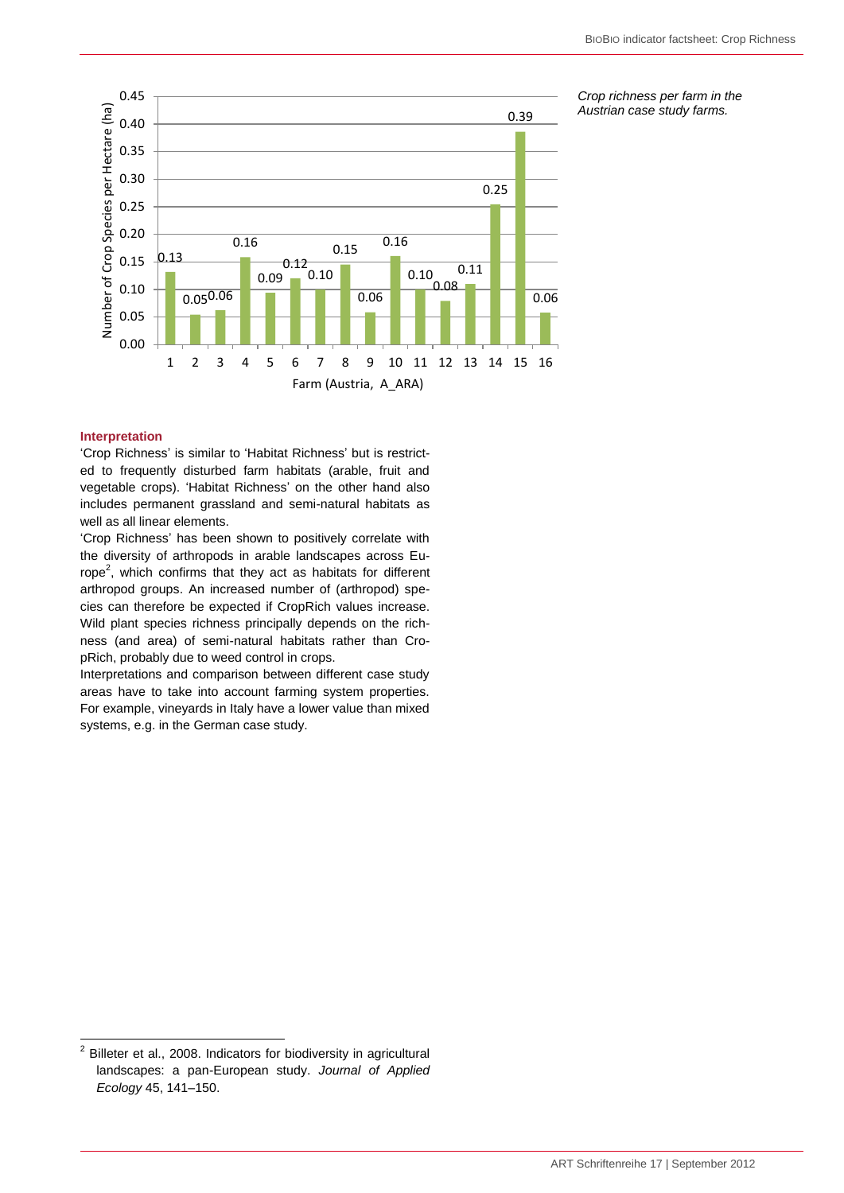| Farm (Austria, A_ARA) | Number of Crop Species per Hectare (ha) |
|---|---|
| 1 | 0.13 |
| 2 | 0.05 |
| 3 | 0.06 |
| 4 | 0.16 |
| 5 | 0.09 |
| 6 | 0.12 |
| 7 | 0.10 |
| 8 | 0.15 |
| 9 | 0.06 |
| 10 | 0.16 |
| 11 | 0.10 |
| 12 | 0.08 |
| 13 | 0.11 |
| 14 | 0.25 |
| 15 | 0.39 |
| 16 | 0.06 |

*Crop richness per farm in the Austrian case study farms.*

### Interpretation

'Crop Richness' is similar to 'Habitat Richness' but is restricted to frequently disturbed farm habitats (arable, fruit and vegetable crops). 'Habitat Richness' on the other hand also includes permanent grassland and semi-natural habitats as well as all linear elements.

'Crop Richness' has been shown to positively correlate with the diversity of arthropods in arable landscapes across Europe[2], which confirms that they act as habitats for different arthropod groups. An increased number of (arthropod) species can therefore be expected if CropRich values increase. Wild plant species richness principally depends on the richness (and area) of semi-natural habitats rather than CropRich, probably due to weed control in crops.

Interpretations and comparison between different case study areas have to take into account farming system properties. For example, vineyards in Italy have a lower value than mixed systems, e.g. in the German case study.

---

[2] Billeter et al., 2008. Indicators for biodiversity in agricultural landscapes: a pan-European study. *Journal of Applied Ecology* 45, 141–150.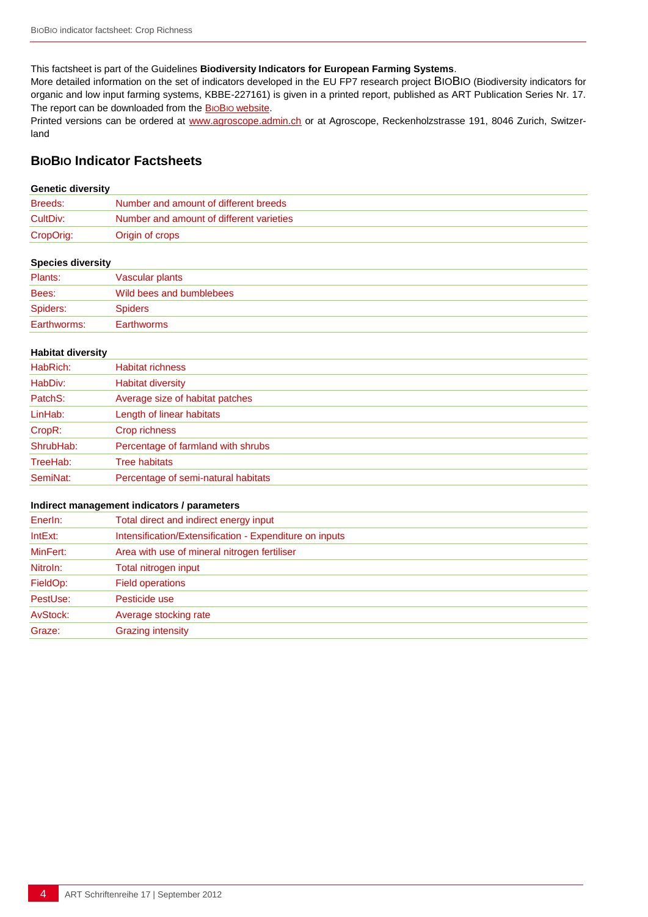This factsheet is part of the Guidelines **Biodiversity Indicators for European Farming Systems**.
More detailed information on the set of indicators developed in the EU FP7 research project BIOBIO (Biodiversity indicators for organic and low input farming systems, KBBE-227161) is given in a printed report, published as ART Publication Series Nr. 17. The report can be downloaded from the BIOBIO website.
Printed versions can be ordered at www.agroscope.admin.ch or at Agroscope, Reckenholzstrasse 191, 8046 Zurich, Switzerland

## BIOBIO Indicator Factsheets

**Genetic diversity**

| | |
|---|---|
| Breeds: | Number and amount of different breeds |
| CultDiv: | Number and amount of different varieties |
| CropOrig: | Origin of crops |

**Species diversity**

| | |
|---|---|
| Plants: | Vascular plants |
| Bees: | Wild bees and bumblebees |
| Spiders: | Spiders |
| Earthworms: | Earthworms |

**Habitat diversity**

| | |
|---|---|
| HabRich: | Habitat richness |
| HabDiv: | Habitat diversity |
| PatchS: | Average size of habitat patches |
| LinHab: | Length of linear habitats |
| CropR: | Crop richness |
| ShrubHab: | Percentage of farmland with shrubs |
| TreeHab: | Tree habitats |
| SemiNat: | Percentage of semi-natural habitats |

**Indirect management indicators / parameters**

| | |
|---|---|
| EnerIn: | Total direct and indirect energy input |
| IntExt: | Intensification/Extensification - Expenditure on inputs |
| MinFert: | Area with use of mineral nitrogen fertiliser |
| NitroIn: | Total nitrogen input |
| FieldOp: | Field operations |
| PestUse: | Pesticide use |
| AvStock: | Average stocking rate |
| Graze: | Grazing intensity |